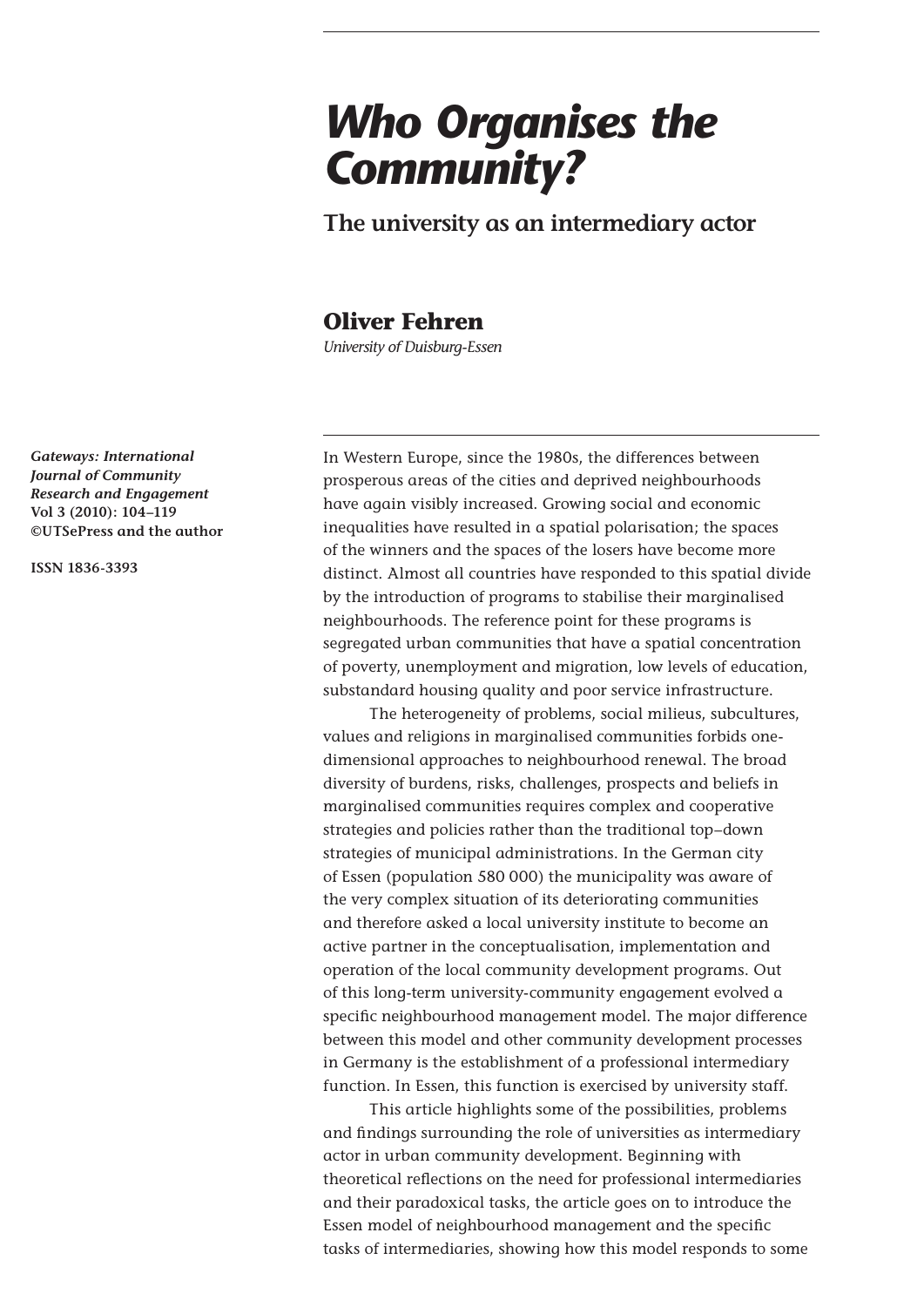# *Who Organises the Community?*

## The university as an intermediary actor

**Oliver Fehren**

*University of Duisburg-Essen*

***Gateways: International Journal of Community Research and Engagement***
**Vol 3 (2010): 104–119**
**©UTSePress and the author**

**ISSN 1836-3393**

In Western Europe, since the 1980s, the differences between prosperous areas of the cities and deprived neighbourhoods have again visibly increased. Growing social and economic inequalities have resulted in a spatial polarisation; the spaces of the winners and the spaces of the losers have become more distinct. Almost all countries have responded to this spatial divide by the introduction of programs to stabilise their marginalised neighbourhoods. The reference point for these programs is segregated urban communities that have a spatial concentration of poverty, unemployment and migration, low levels of education, substandard housing quality and poor service infrastructure.

The heterogeneity of problems, social milieus, subcultures, values and religions in marginalised communities forbids one-dimensional approaches to neighbourhood renewal. The broad diversity of burdens, risks, challenges, prospects and beliefs in marginalised communities requires complex and cooperative strategies and policies rather than the traditional top–down strategies of municipal administrations. In the German city of Essen (population 580 000) the municipality was aware of the very complex situation of its deteriorating communities and therefore asked a local university institute to become an active partner in the conceptualisation, implementation and operation of the local community development programs. Out of this long-term university-community engagement evolved a specific neighbourhood management model. The major difference between this model and other community development processes in Germany is the establishment of a professional intermediary function. In Essen, this function is exercised by university staff.

This article highlights some of the possibilities, problems and findings surrounding the role of universities as intermediary actor in urban community development. Beginning with theoretical reflections on the need for professional intermediaries and their paradoxical tasks, the article goes on to introduce the Essen model of neighbourhood management and the specific tasks of intermediaries, showing how this model responds to some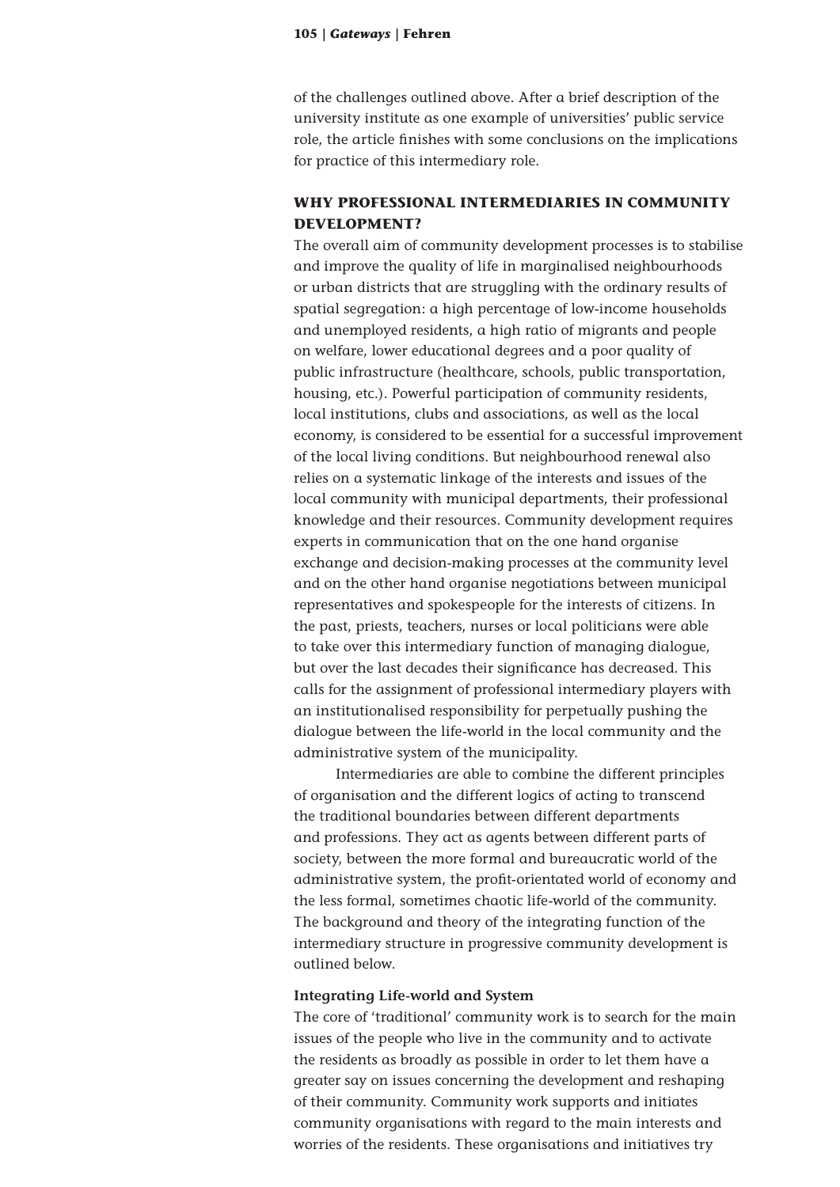of the challenges outlined above. After a brief description of the university institute as one example of universities' public service role, the article finishes with some conclusions on the implications for practice of this intermediary role.

## WHY PROFESSIONAL INTERMEDIARIES IN COMMUNITY DEVELOPMENT?

The overall aim of community development processes is to stabilise and improve the quality of life in marginalised neighbourhoods or urban districts that are struggling with the ordinary results of spatial segregation: a high percentage of low-income households and unemployed residents, a high ratio of migrants and people on welfare, lower educational degrees and a poor quality of public infrastructure (healthcare, schools, public transportation, housing, etc.). Powerful participation of community residents, local institutions, clubs and associations, as well as the local economy, is considered to be essential for a successful improvement of the local living conditions. But neighbourhood renewal also relies on a systematic linkage of the interests and issues of the local community with municipal departments, their professional knowledge and their resources. Community development requires experts in communication that on the one hand organise exchange and decision-making processes at the community level and on the other hand organise negotiations between municipal representatives and spokespeople for the interests of citizens. In the past, priests, teachers, nurses or local politicians were able to take over this intermediary function of managing dialogue, but over the last decades their significance has decreased. This calls for the assignment of professional intermediary players with an institutionalised responsibility for perpetually pushing the dialogue between the life-world in the local community and the administrative system of the municipality.

Intermediaries are able to combine the different principles of organisation and the different logics of acting to transcend the traditional boundaries between different departments and professions. They act as agents between different parts of society, between the more formal and bureaucratic world of the administrative system, the profit-orientated world of economy and the less formal, sometimes chaotic life-world of the community. The background and theory of the integrating function of the intermediary structure in progressive community development is outlined below.

### Integrating Life-world and System

The core of 'traditional' community work is to search for the main issues of the people who live in the community and to activate the residents as broadly as possible in order to let them have a greater say on issues concerning the development and reshaping of their community. Community work supports and initiates community organisations with regard to the main interests and worries of the residents. These organisations and initiatives try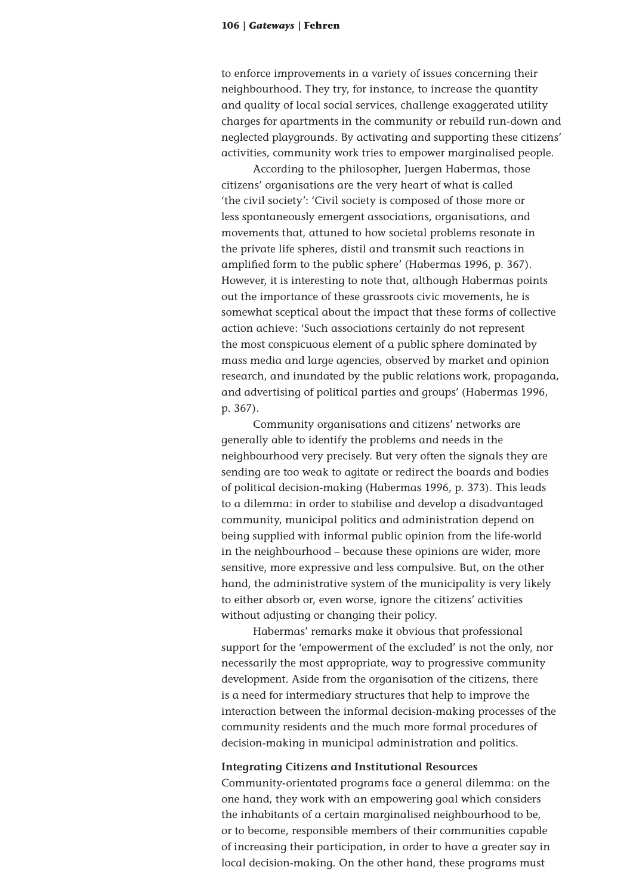to enforce improvements in a variety of issues concerning their neighbourhood. They try, for instance, to increase the quantity and quality of local social services, challenge exaggerated utility charges for apartments in the community or rebuild run-down and neglected playgrounds. By activating and supporting these citizens' activities, community work tries to empower marginalised people.

According to the philosopher, Juergen Habermas, those citizens' organisations are the very heart of what is called 'the civil society': 'Civil society is composed of those more or less spontaneously emergent associations, organisations, and movements that, attuned to how societal problems resonate in the private life spheres, distil and transmit such reactions in amplified form to the public sphere' (Habermas 1996, p. 367). However, it is interesting to note that, although Habermas points out the importance of these grassroots civic movements, he is somewhat sceptical about the impact that these forms of collective action achieve: 'Such associations certainly do not represent the most conspicuous element of a public sphere dominated by mass media and large agencies, observed by market and opinion research, and inundated by the public relations work, propaganda, and advertising of political parties and groups' (Habermas 1996, p. 367).

Community organisations and citizens' networks are generally able to identify the problems and needs in the neighbourhood very precisely. But very often the signals they are sending are too weak to agitate or redirect the boards and bodies of political decision-making (Habermas 1996, p. 373). This leads to a dilemma: in order to stabilise and develop a disadvantaged community, municipal politics and administration depend on being supplied with informal public opinion from the life-world in the neighbourhood – because these opinions are wider, more sensitive, more expressive and less compulsive. But, on the other hand, the administrative system of the municipality is very likely to either absorb or, even worse, ignore the citizens' activities without adjusting or changing their policy.

Habermas' remarks make it obvious that professional support for the 'empowerment of the excluded' is not the only, nor necessarily the most appropriate, way to progressive community development. Aside from the organisation of the citizens, there is a need for intermediary structures that help to improve the interaction between the informal decision-making processes of the community residents and the much more formal procedures of decision-making in municipal administration and politics.

**Integrating Citizens and Institutional Resources**

Community-orientated programs face a general dilemma: on the one hand, they work with an empowering goal which considers the inhabitants of a certain marginalised neighbourhood to be, or to become, responsible members of their communities capable of increasing their participation, in order to have a greater say in local decision-making. On the other hand, these programs must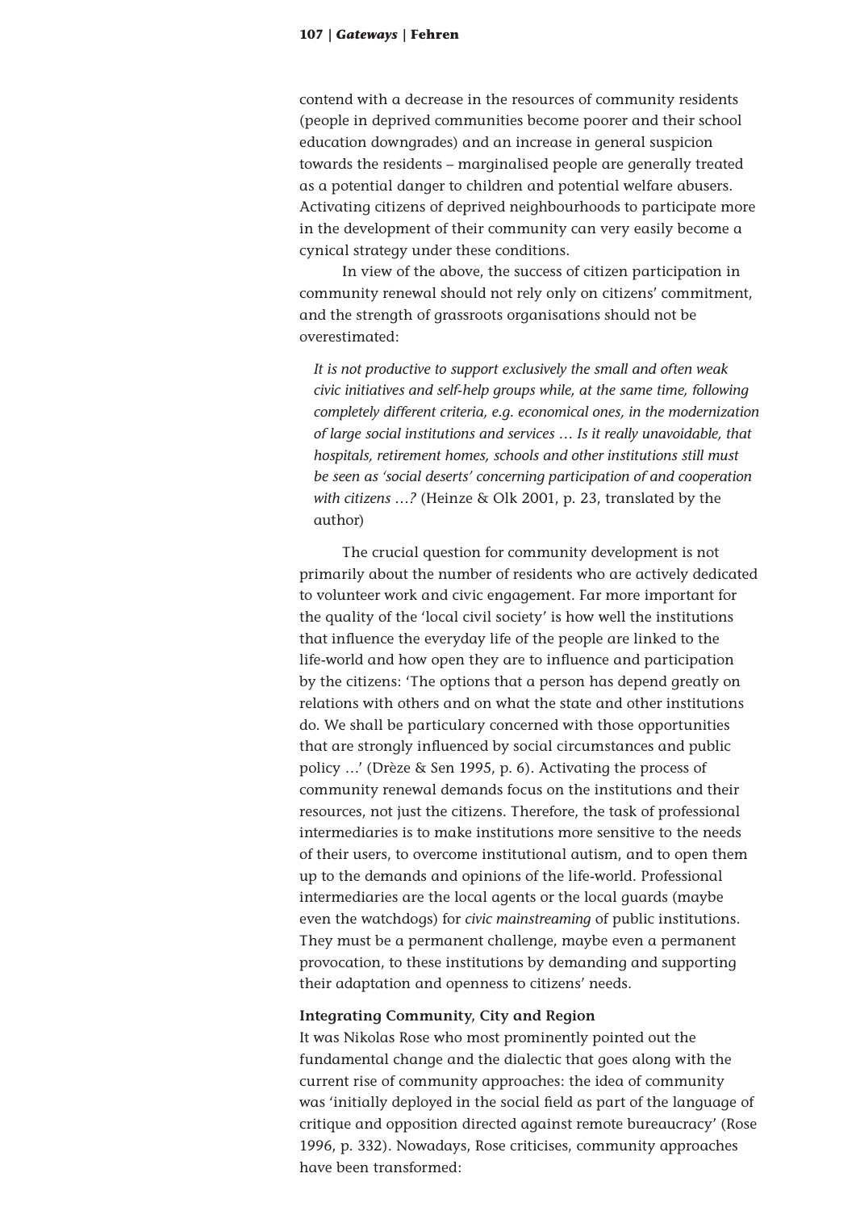contend with a decrease in the resources of community residents (people in deprived communities become poorer and their school education downgrades) and an increase in general suspicion towards the residents – marginalised people are generally treated as a potential danger to children and potential welfare abusers. Activating citizens of deprived neighbourhoods to participate more in the development of their community can very easily become a cynical strategy under these conditions.

In view of the above, the success of citizen participation in community renewal should not rely only on citizens' commitment, and the strength of grassroots organisations should not be overestimated:

> *It is not productive to support exclusively the small and often weak civic initiatives and self-help groups while, at the same time, following completely different criteria, e.g. economical ones, in the modernization of large social institutions and services … Is it really unavoidable, that hospitals, retirement homes, schools and other institutions still must be seen as 'social deserts' concerning participation of and cooperation with citizens …?* (Heinze & Olk 2001, p. 23, translated by the author)

The crucial question for community development is not primarily about the number of residents who are actively dedicated to volunteer work and civic engagement. Far more important for the quality of the 'local civil society' is how well the institutions that influence the everyday life of the people are linked to the life-world and how open they are to influence and participation by the citizens: 'The options that a person has depend greatly on relations with others and on what the state and other institutions do. We shall be particulary concerned with those opportunities that are strongly influenced by social circumstances and public policy …' (Drèze & Sen 1995, p. 6). Activating the process of community renewal demands focus on the institutions and their resources, not just the citizens. Therefore, the task of professional intermediaries is to make institutions more sensitive to the needs of their users, to overcome institutional autism, and to open them up to the demands and opinions of the life-world. Professional intermediaries are the local agents or the local guards (maybe even the watchdogs) for *civic mainstreaming* of public institutions. They must be a permanent challenge, maybe even a permanent provocation, to these institutions by demanding and supporting their adaptation and openness to citizens' needs.

**Integrating Community, City and Region**

It was Nikolas Rose who most prominently pointed out the fundamental change and the dialectic that goes along with the current rise of community approaches: the idea of community was 'initially deployed in the social field as part of the language of critique and opposition directed against remote bureaucracy' (Rose 1996, p. 332). Nowadays, Rose criticises, community approaches have been transformed: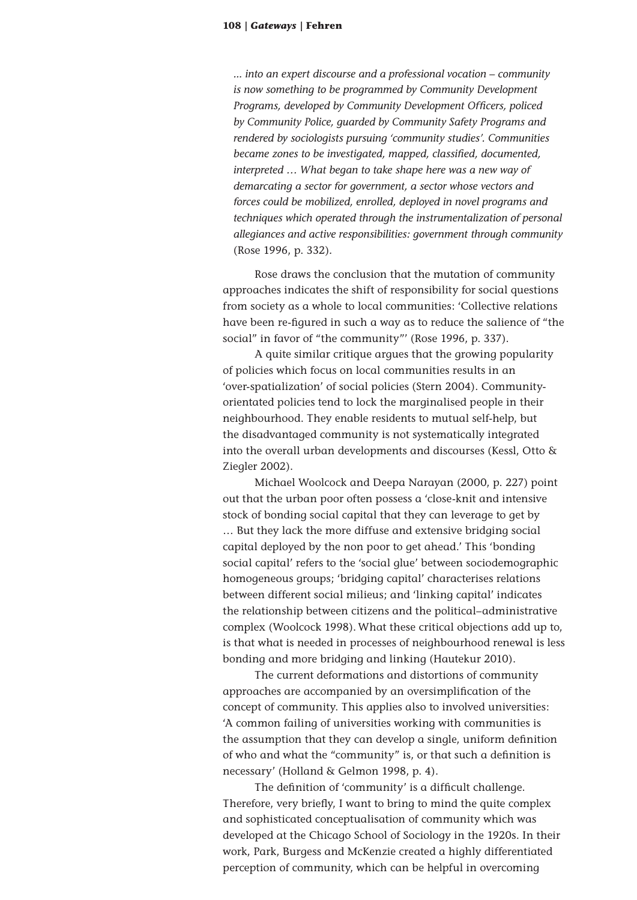*... into an expert discourse and a professional vocation – community is now something to be programmed by Community Development Programs, developed by Community Development Officers, policed by Community Police, guarded by Community Safety Programs and rendered by sociologists pursuing 'community studies'. Communities became zones to be investigated, mapped, classified, documented, interpreted … What began to take shape here was a new way of demarcating a sector for government, a sector whose vectors and forces could be mobilized, enrolled, deployed in novel programs and techniques which operated through the instrumentalization of personal allegiances and active responsibilities: government through community* (Rose 1996, p. 332).

Rose draws the conclusion that the mutation of community approaches indicates the shift of responsibility for social questions from society as a whole to local communities: 'Collective relations have been re-figured in such a way as to reduce the salience of "the social" in favor of "the community"' (Rose 1996, p. 337).

A quite similar critique argues that the growing popularity of policies which focus on local communities results in an 'over-spatialization' of social policies (Stern 2004). Community-orientated policies tend to lock the marginalised people in their neighbourhood. They enable residents to mutual self-help, but the disadvantaged community is not systematically integrated into the overall urban developments and discourses (Kessl, Otto & Ziegler 2002).

Michael Woolcock and Deepa Narayan (2000, p. 227) point out that the urban poor often possess a 'close-knit and intensive stock of bonding social capital that they can leverage to get by … But they lack the more diffuse and extensive bridging social capital deployed by the non poor to get ahead.' This 'bonding social capital' refers to the 'social glue' between sociodemographic homogeneous groups; 'bridging capital' characterises relations between different social milieus; and 'linking capital' indicates the relationship between citizens and the political–administrative complex (Woolcock 1998). What these critical objections add up to, is that what is needed in processes of neighbourhood renewal is less bonding and more bridging and linking (Hautekur 2010).

The current deformations and distortions of community approaches are accompanied by an oversimplification of the concept of community. This applies also to involved universities: 'A common failing of universities working with communities is the assumption that they can develop a single, uniform definition of who and what the "community" is, or that such a definition is necessary' (Holland & Gelmon 1998, p. 4).

The definition of 'community' is a difficult challenge. Therefore, very briefly, I want to bring to mind the quite complex and sophisticated conceptualisation of community which was developed at the Chicago School of Sociology in the 1920s. In their work, Park, Burgess and McKenzie created a highly differentiated perception of community, which can be helpful in overcoming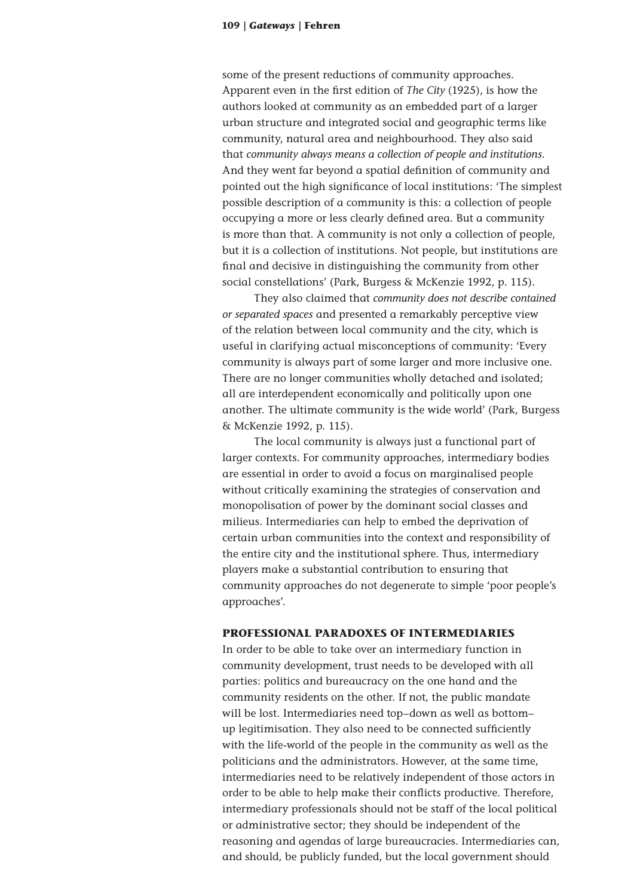some of the present reductions of community approaches. Apparent even in the first edition of *The City* (1925), is how the authors looked at community as an embedded part of a larger urban structure and integrated social and geographic terms like community, natural area and neighbourhood. They also said that *community always means a collection of people and institutions*. And they went far beyond a spatial definition of community and pointed out the high significance of local institutions: 'The simplest possible description of a community is this: a collection of people occupying a more or less clearly defined area. But a community is more than that. A community is not only a collection of people, but it is a collection of institutions. Not people, but institutions are final and decisive in distinguishing the community from other social constellations' (Park, Burgess & McKenzie 1992, p. 115).

They also claimed that *community does not describe contained or separated spaces* and presented a remarkably perceptive view of the relation between local community and the city, which is useful in clarifying actual misconceptions of community: 'Every community is always part of some larger and more inclusive one. There are no longer communities wholly detached and isolated; all are interdependent economically and politically upon one another. The ultimate community is the wide world' (Park, Burgess & McKenzie 1992, p. 115).

The local community is always just a functional part of larger contexts. For community approaches, intermediary bodies are essential in order to avoid a focus on marginalised people without critically examining the strategies of conservation and monopolisation of power by the dominant social classes and milieus. Intermediaries can help to embed the deprivation of certain urban communities into the context and responsibility of the entire city and the institutional sphere. Thus, intermediary players make a substantial contribution to ensuring that community approaches do not degenerate to simple 'poor people's approaches'.

## PROFESSIONAL PARADOXES OF INTERMEDIARIES

In order to be able to take over an intermediary function in community development, trust needs to be developed with all parties: politics and bureaucracy on the one hand and the community residents on the other. If not, the public mandate will be lost. Intermediaries need top–down as well as bottom–up legitimisation. They also need to be connected sufficiently with the life-world of the people in the community as well as the politicians and the administrators. However, at the same time, intermediaries need to be relatively independent of those actors in order to be able to help make their conflicts productive. Therefore, intermediary professionals should not be staff of the local political or administrative sector; they should be independent of the reasoning and agendas of large bureaucracies. Intermediaries can, and should, be publicly funded, but the local government should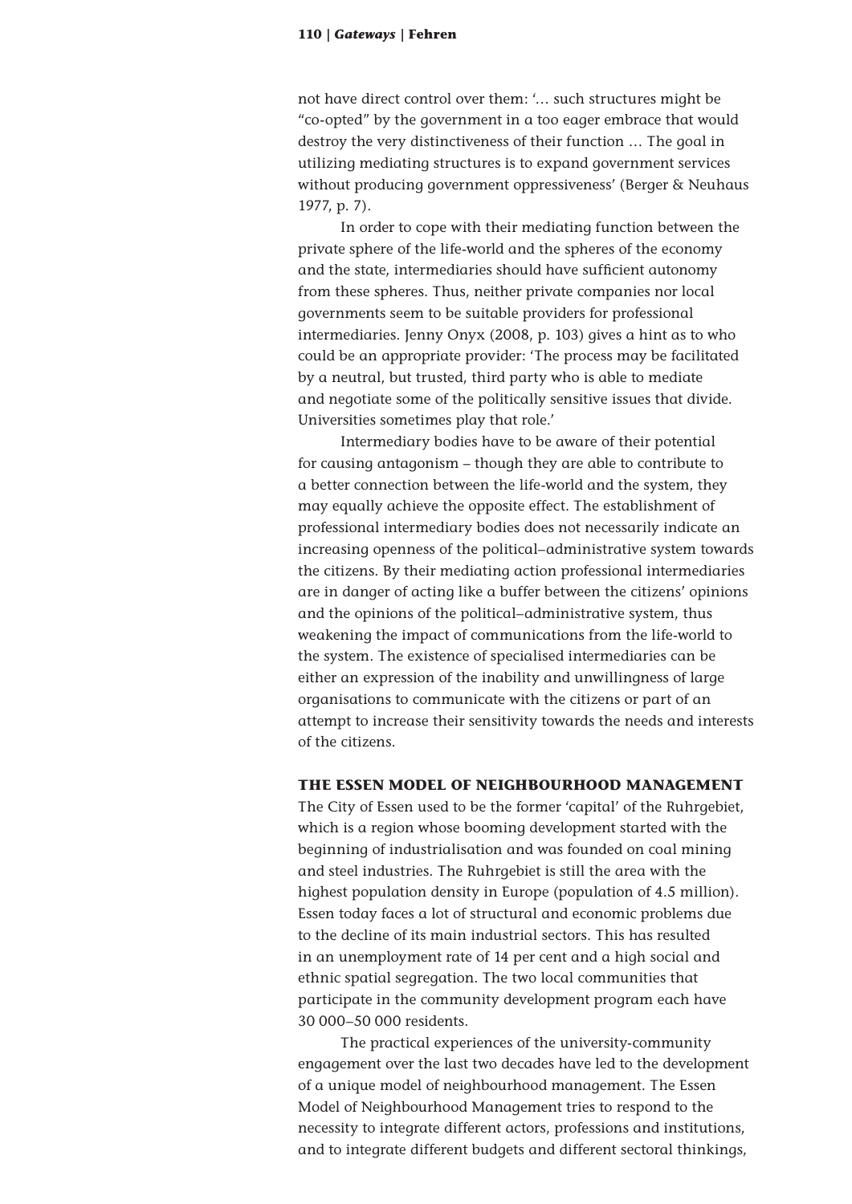not have direct control over them: '… such structures might be "co-opted" by the government in a too eager embrace that would destroy the very distinctiveness of their function … The goal in utilizing mediating structures is to expand government services without producing government oppressiveness' (Berger & Neuhaus 1977, p. 7).

In order to cope with their mediating function between the private sphere of the life-world and the spheres of the economy and the state, intermediaries should have sufficient autonomy from these spheres. Thus, neither private companies nor local governments seem to be suitable providers for professional intermediaries. Jenny Onyx (2008, p. 103) gives a hint as to who could be an appropriate provider: 'The process may be facilitated by a neutral, but trusted, third party who is able to mediate and negotiate some of the politically sensitive issues that divide. Universities sometimes play that role.'

Intermediary bodies have to be aware of their potential for causing antagonism – though they are able to contribute to a better connection between the life-world and the system, they may equally achieve the opposite effect. The establishment of professional intermediary bodies does not necessarily indicate an increasing openness of the political–administrative system towards the citizens. By their mediating action professional intermediaries are in danger of acting like a buffer between the citizens' opinions and the opinions of the political–administrative system, thus weakening the impact of communications from the life-world to the system. The existence of specialised intermediaries can be either an expression of the inability and unwillingness of large organisations to communicate with the citizens or part of an attempt to increase their sensitivity towards the needs and interests of the citizens.

## THE ESSEN MODEL OF NEIGHBOURHOOD MANAGEMENT

The City of Essen used to be the former 'capital' of the Ruhrgebiet, which is a region whose booming development started with the beginning of industrialisation and was founded on coal mining and steel industries. The Ruhrgebiet is still the area with the highest population density in Europe (population of 4.5 million). Essen today faces a lot of structural and economic problems due to the decline of its main industrial sectors. This has resulted in an unemployment rate of 14 per cent and a high social and ethnic spatial segregation. The two local communities that participate in the community development program each have 30 000–50 000 residents.

The practical experiences of the university-community engagement over the last two decades have led to the development of a unique model of neighbourhood management. The Essen Model of Neighbourhood Management tries to respond to the necessity to integrate different actors, professions and institutions, and to integrate different budgets and different sectoral thinkings,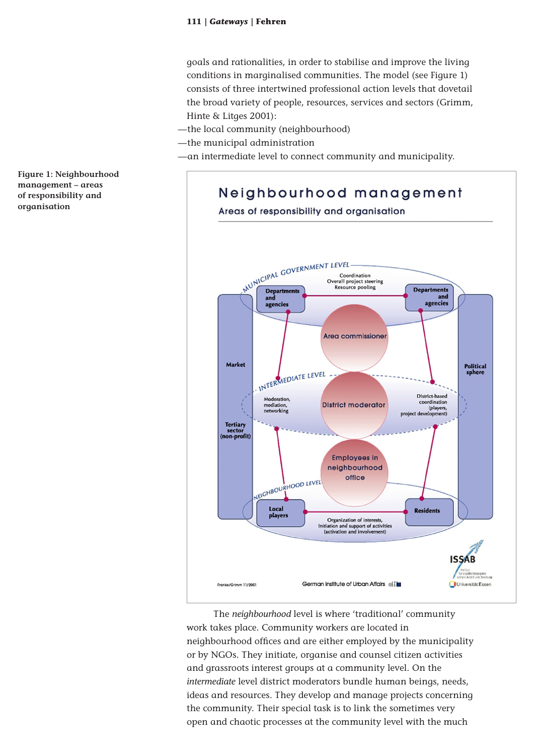goals and rationalities, in order to stabilise and improve the living conditions in marginalised communities. The model (see Figure 1) consists of three intertwined professional action levels that dovetail the broad variety of people, resources, services and sectors (Grimm, Hinte & Litges 2001):

—the local community (neighbourhood)
—the municipal administration
—an intermediate level to connect community and municipality.

**Figure 1: Neighbourhood management – areas of responsibility and organisation**

The *neighbourhood* level is where 'traditional' community work takes place. Community workers are located in neighbourhood offices and are either employed by the municipality or by NGOs. They initiate, organise and counsel citizen activities and grassroots interest groups at a community level. On the *intermediate* level district moderators bundle human beings, needs, ideas and resources. They develop and manage projects concerning the community. Their special task is to link the sometimes very open and chaotic processes at the community level with the much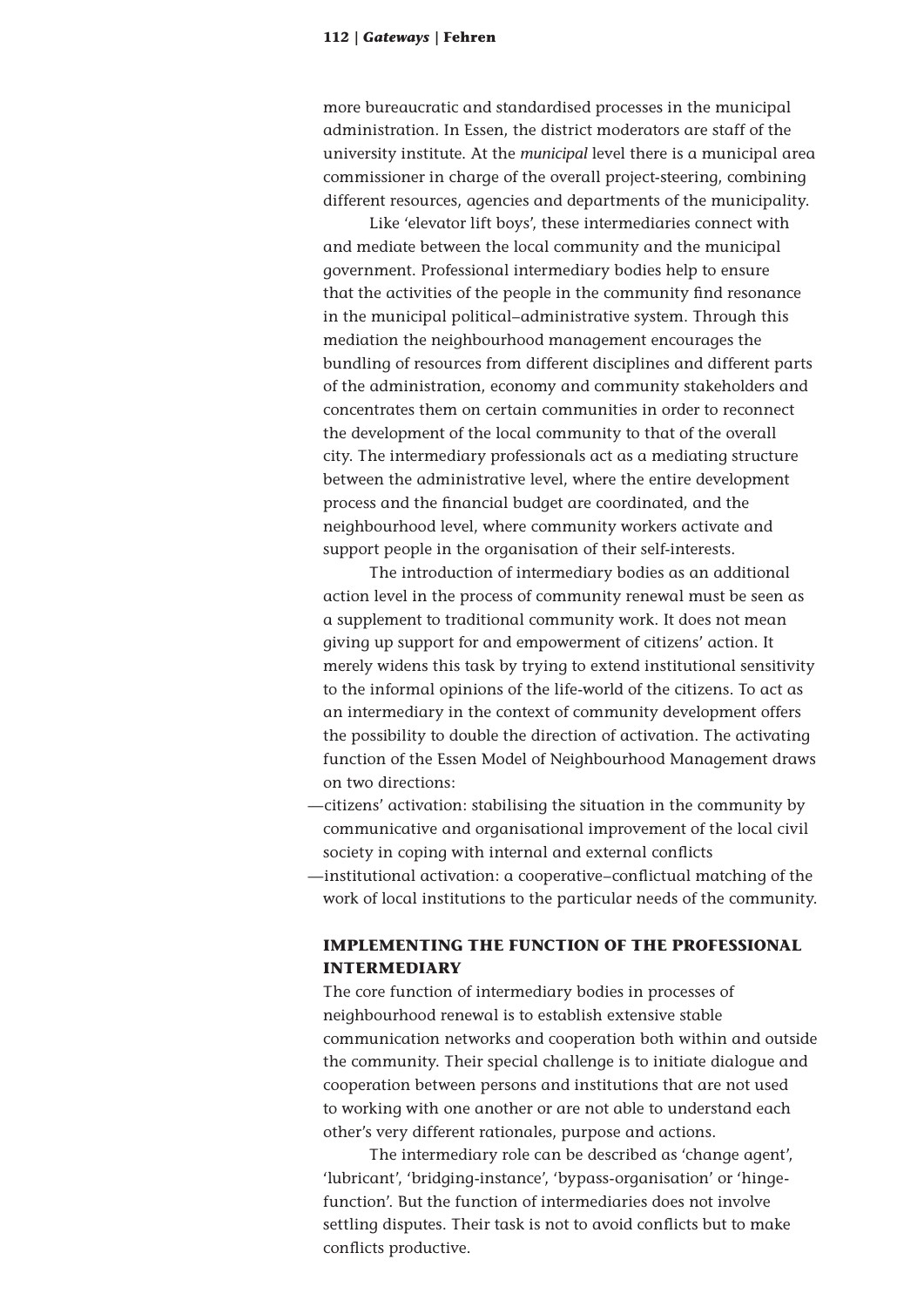more bureaucratic and standardised processes in the municipal administration. In Essen, the district moderators are staff of the university institute. At the *municipal* level there is a municipal area commissioner in charge of the overall project-steering, combining different resources, agencies and departments of the municipality.

Like 'elevator lift boys', these intermediaries connect with and mediate between the local community and the municipal government. Professional intermediary bodies help to ensure that the activities of the people in the community find resonance in the municipal political–administrative system. Through this mediation the neighbourhood management encourages the bundling of resources from different disciplines and different parts of the administration, economy and community stakeholders and concentrates them on certain communities in order to reconnect the development of the local community to that of the overall city. The intermediary professionals act as a mediating structure between the administrative level, where the entire development process and the financial budget are coordinated, and the neighbourhood level, where community workers activate and support people in the organisation of their self-interests.

The introduction of intermediary bodies as an additional action level in the process of community renewal must be seen as a supplement to traditional community work. It does not mean giving up support for and empowerment of citizens' action. It merely widens this task by trying to extend institutional sensitivity to the informal opinions of the life-world of the citizens. To act as an intermediary in the context of community development offers the possibility to double the direction of activation. The activating function of the Essen Model of Neighbourhood Management draws on two directions:

—citizens' activation: stabilising the situation in the community by communicative and organisational improvement of the local civil society in coping with internal and external conflicts

—institutional activation: a cooperative–conflictual matching of the work of local institutions to the particular needs of the community.

## IMPLEMENTING THE FUNCTION OF THE PROFESSIONAL INTERMEDIARY

The core function of intermediary bodies in processes of neighbourhood renewal is to establish extensive stable communication networks and cooperation both within and outside the community. Their special challenge is to initiate dialogue and cooperation between persons and institutions that are not used to working with one another or are not able to understand each other's very different rationales, purpose and actions.

The intermediary role can be described as 'change agent', 'lubricant', 'bridging-instance', 'bypass-organisation' or 'hinge-function'. But the function of intermediaries does not involve settling disputes. Their task is not to avoid conflicts but to make conflicts productive.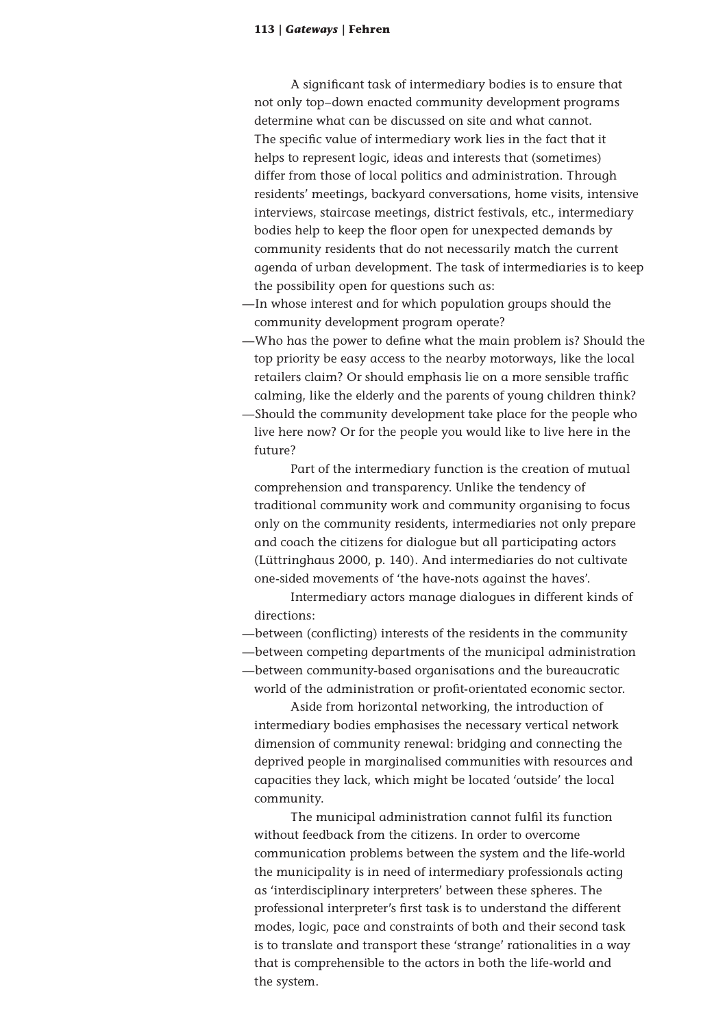A significant task of intermediary bodies is to ensure that not only top–down enacted community development programs determine what can be discussed on site and what cannot. The specific value of intermediary work lies in the fact that it helps to represent logic, ideas and interests that (sometimes) differ from those of local politics and administration. Through residents' meetings, backyard conversations, home visits, intensive interviews, staircase meetings, district festivals, etc., intermediary bodies help to keep the floor open for unexpected demands by community residents that do not necessarily match the current agenda of urban development. The task of intermediaries is to keep the possibility open for questions such as:

—In whose interest and for which population groups should the community development program operate?

—Who has the power to define what the main problem is? Should the top priority be easy access to the nearby motorways, like the local retailers claim? Or should emphasis lie on a more sensible traffic calming, like the elderly and the parents of young children think?

—Should the community development take place for the people who live here now? Or for the people you would like to live here in the future?

Part of the intermediary function is the creation of mutual comprehension and transparency. Unlike the tendency of traditional community work and community organising to focus only on the community residents, intermediaries not only prepare and coach the citizens for dialogue but all participating actors (Lüttringhaus 2000, p. 140). And intermediaries do not cultivate one-sided movements of 'the have-nots against the haves'.

Intermediary actors manage dialogues in different kinds of directions:

—between (conflicting) interests of the residents in the community

—between competing departments of the municipal administration

—between community-based organisations and the bureaucratic world of the administration or profit-orientated economic sector.

Aside from horizontal networking, the introduction of intermediary bodies emphasises the necessary vertical network dimension of community renewal: bridging and connecting the deprived people in marginalised communities with resources and capacities they lack, which might be located 'outside' the local community.

The municipal administration cannot fulfil its function without feedback from the citizens. In order to overcome communication problems between the system and the life-world the municipality is in need of intermediary professionals acting as 'interdisciplinary interpreters' between these spheres. The professional interpreter's first task is to understand the different modes, logic, pace and constraints of both and their second task is to translate and transport these 'strange' rationalities in a way that is comprehensible to the actors in both the life-world and the system.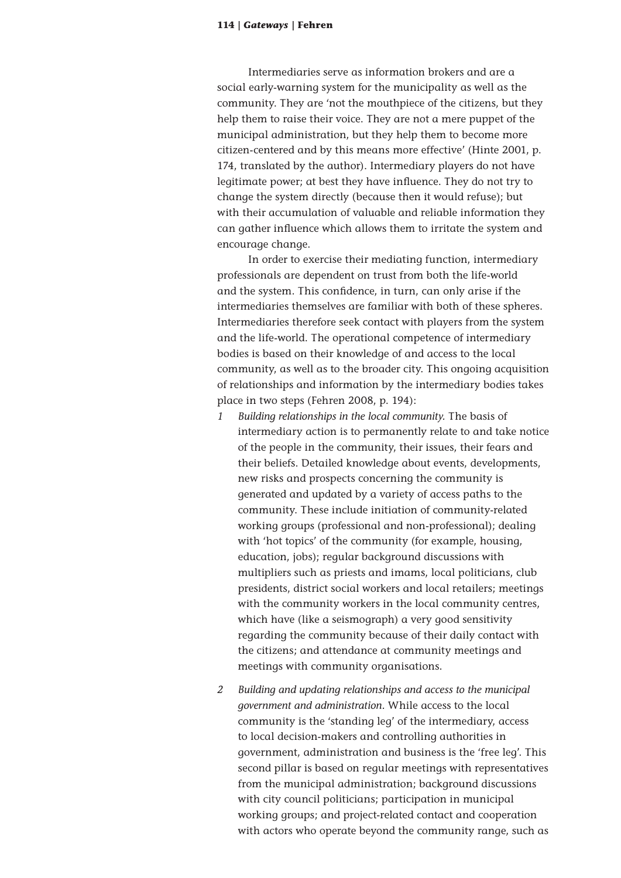Intermediaries serve as information brokers and are a social early-warning system for the municipality as well as the community. They are 'not the mouthpiece of the citizens, but they help them to raise their voice. They are not a mere puppet of the municipal administration, but they help them to become more citizen-centered and by this means more effective' (Hinte 2001, p. 174, translated by the author). Intermediary players do not have legitimate power; at best they have influence. They do not try to change the system directly (because then it would refuse); but with their accumulation of valuable and reliable information they can gather influence which allows them to irritate the system and encourage change.

In order to exercise their mediating function, intermediary professionals are dependent on trust from both the life-world and the system. This confidence, in turn, can only arise if the intermediaries themselves are familiar with both of these spheres. Intermediaries therefore seek contact with players from the system and the life-world. The operational competence of intermediary bodies is based on their knowledge of and access to the local community, as well as to the broader city. This ongoing acquisition of relationships and information by the intermediary bodies takes place in two steps (Fehren 2008, p. 194):

1. *Building relationships in the local community*. The basis of intermediary action is to permanently relate to and take notice of the people in the community, their issues, their fears and their beliefs. Detailed knowledge about events, developments, new risks and prospects concerning the community is generated and updated by a variety of access paths to the community. These include initiation of community-related working groups (professional and non-professional); dealing with 'hot topics' of the community (for example, housing, education, jobs); regular background discussions with multipliers such as priests and imams, local politicians, club presidents, district social workers and local retailers; meetings with the community workers in the local community centres, which have (like a seismograph) a very good sensitivity regarding the community because of their daily contact with the citizens; and attendance at community meetings and meetings with community organisations.

2. *Building and updating relationships and access to the municipal government and administration*. While access to the local community is the 'standing leg' of the intermediary, access to local decision-makers and controlling authorities in government, administration and business is the 'free leg'. This second pillar is based on regular meetings with representatives from the municipal administration; background discussions with city council politicians; participation in municipal working groups; and project-related contact and cooperation with actors who operate beyond the community range, such as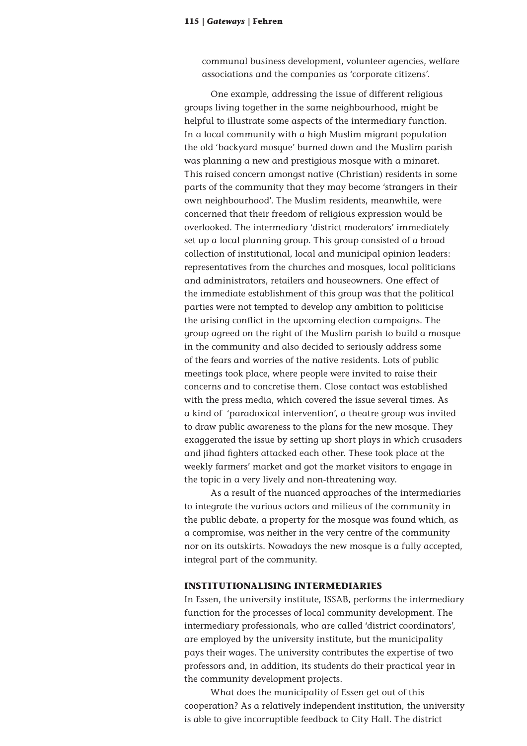communal business development, volunteer agencies, welfare associations and the companies as 'corporate citizens'.

One example, addressing the issue of different religious groups living together in the same neighbourhood, might be helpful to illustrate some aspects of the intermediary function. In a local community with a high Muslim migrant population the old 'backyard mosque' burned down and the Muslim parish was planning a new and prestigious mosque with a minaret. This raised concern amongst native (Christian) residents in some parts of the community that they may become 'strangers in their own neighbourhood'. The Muslim residents, meanwhile, were concerned that their freedom of religious expression would be overlooked. The intermediary 'district moderators' immediately set up a local planning group. This group consisted of a broad collection of institutional, local and municipal opinion leaders: representatives from the churches and mosques, local politicians and administrators, retailers and houseowners. One effect of the immediate establishment of this group was that the political parties were not tempted to develop any ambition to politicise the arising conflict in the upcoming election campaigns. The group agreed on the right of the Muslim parish to build a mosque in the community and also decided to seriously address some of the fears and worries of the native residents. Lots of public meetings took place, where people were invited to raise their concerns and to concretise them. Close contact was established with the press media, which covered the issue several times. As a kind of 'paradoxical intervention', a theatre group was invited to draw public awareness to the plans for the new mosque. They exaggerated the issue by setting up short plays in which crusaders and jihad fighters attacked each other. These took place at the weekly farmers' market and got the market visitors to engage in the topic in a very lively and non-threatening way.

As a result of the nuanced approaches of the intermediaries to integrate the various actors and milieus of the community in the public debate, a property for the mosque was found which, as a compromise, was neither in the very centre of the community nor on its outskirts. Nowadays the new mosque is a fully accepted, integral part of the community.

## INSTITUTIONALISING INTERMEDIARIES

In Essen, the university institute, ISSAB, performs the intermediary function for the processes of local community development. The intermediary professionals, who are called 'district coordinators', are employed by the university institute, but the municipality pays their wages. The university contributes the expertise of two professors and, in addition, its students do their practical year in the community development projects.

What does the municipality of Essen get out of this cooperation? As a relatively independent institution, the university is able to give incorruptible feedback to City Hall. The district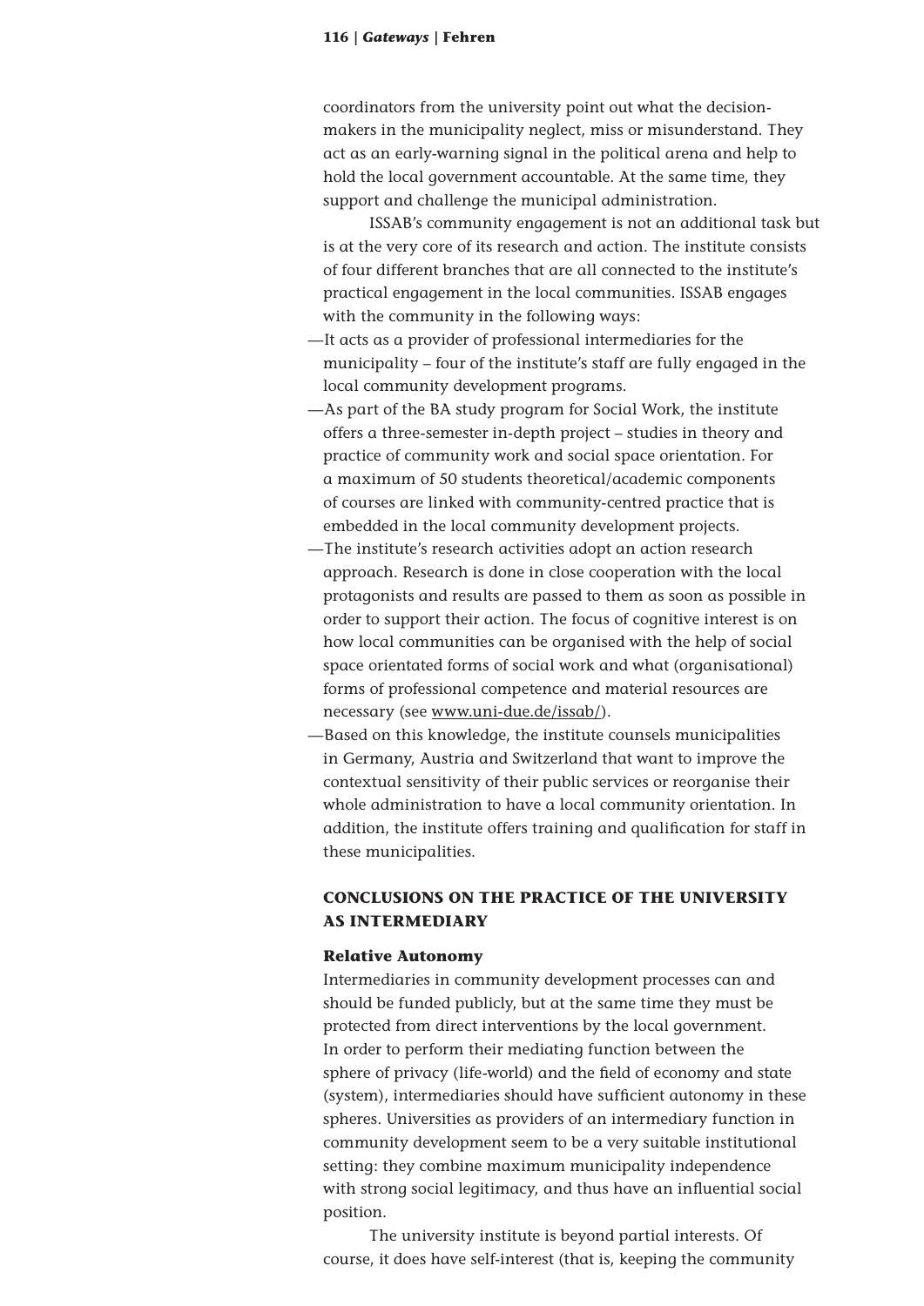coordinators from the university point out what the decision-makers in the municipality neglect, miss or misunderstand. They act as an early-warning signal in the political arena and help to hold the local government accountable. At the same time, they support and challenge the municipal administration.

ISSAB's community engagement is not an additional task but is at the very core of its research and action. The institute consists of four different branches that are all connected to the institute's practical engagement in the local communities. ISSAB engages with the community in the following ways:

- It acts as a provider of professional intermediaries for the municipality – four of the institute's staff are fully engaged in the local community development programs.
- As part of the BA study program for Social Work, the institute offers a three-semester in-depth project – studies in theory and practice of community work and social space orientation. For a maximum of 50 students theoretical/academic components of courses are linked with community-centred practice that is embedded in the local community development projects.
- The institute's research activities adopt an action research approach. Research is done in close cooperation with the local protagonists and results are passed to them as soon as possible in order to support their action. The focus of cognitive interest is on how local communities can be organised with the help of social space orientated forms of social work and what (organisational) forms of professional competence and material resources are necessary (see www.uni-due.de/issab/).
- Based on this knowledge, the institute counsels municipalities in Germany, Austria and Switzerland that want to improve the contextual sensitivity of their public services or reorganise their whole administration to have a local community orientation. In addition, the institute offers training and qualification for staff in these municipalities.

## CONCLUSIONS ON THE PRACTICE OF THE UNIVERSITY AS INTERMEDIARY

### Relative Autonomy

Intermediaries in community development processes can and should be funded publicly, but at the same time they must be protected from direct interventions by the local government. In order to perform their mediating function between the sphere of privacy (life-world) and the field of economy and state (system), intermediaries should have sufficient autonomy in these spheres. Universities as providers of an intermediary function in community development seem to be a very suitable institutional setting: they combine maximum municipality independence with strong social legitimacy, and thus have an influential social position.

The university institute is beyond partial interests. Of course, it does have self-interest (that is, keeping the community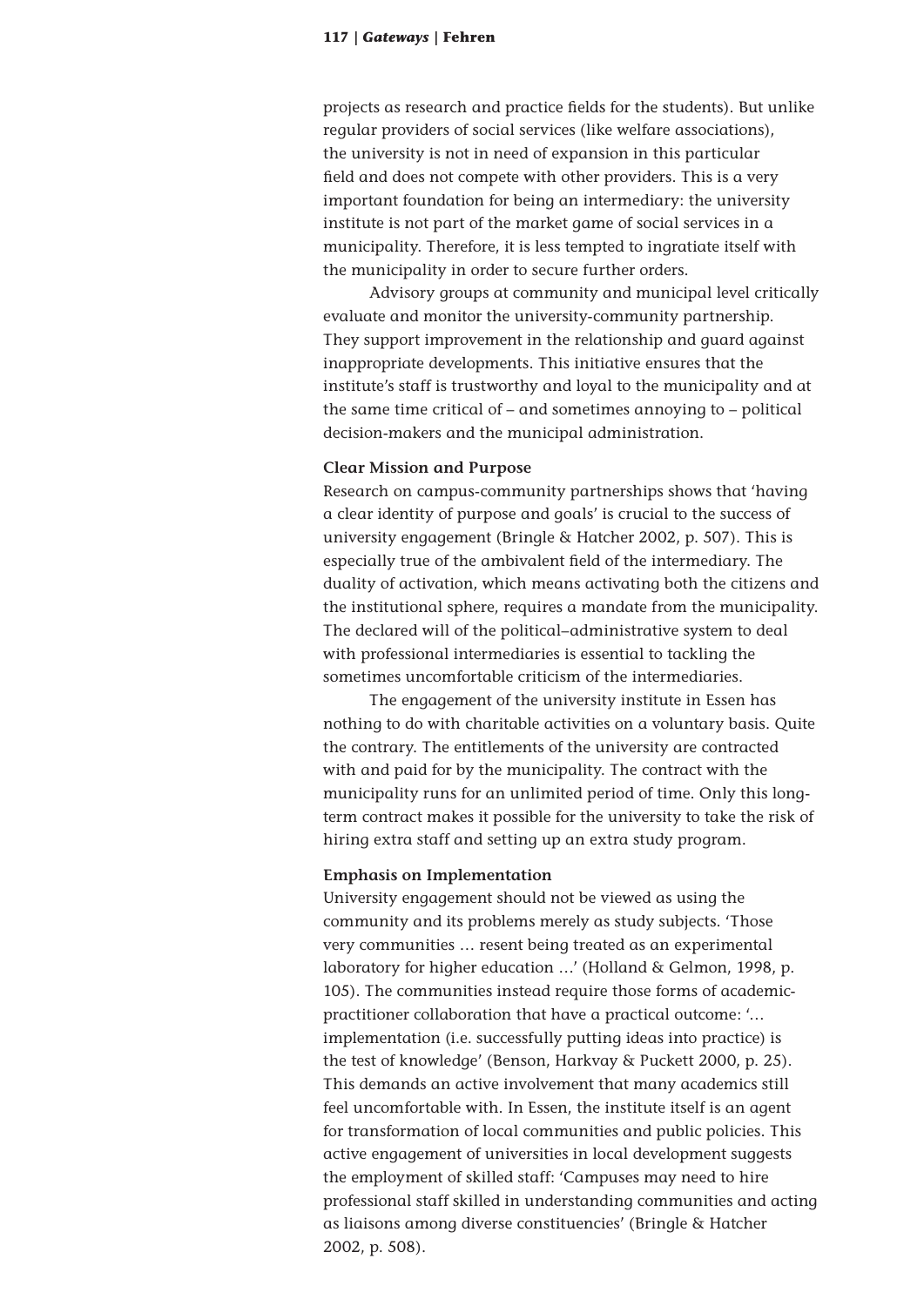projects as research and practice fields for the students). But unlike regular providers of social services (like welfare associations), the university is not in need of expansion in this particular field and does not compete with other providers. This is a very important foundation for being an intermediary: the university institute is not part of the market game of social services in a municipality. Therefore, it is less tempted to ingratiate itself with the municipality in order to secure further orders.

Advisory groups at community and municipal level critically evaluate and monitor the university-community partnership. They support improvement in the relationship and guard against inappropriate developments. This initiative ensures that the institute's staff is trustworthy and loyal to the municipality and at the same time critical of – and sometimes annoying to – political decision-makers and the municipal administration.

**Clear Mission and Purpose**

Research on campus-community partnerships shows that 'having a clear identity of purpose and goals' is crucial to the success of university engagement (Bringle & Hatcher 2002, p. 507). This is especially true of the ambivalent field of the intermediary. The duality of activation, which means activating both the citizens and the institutional sphere, requires a mandate from the municipality. The declared will of the political–administrative system to deal with professional intermediaries is essential to tackling the sometimes uncomfortable criticism of the intermediaries.

The engagement of the university institute in Essen has nothing to do with charitable activities on a voluntary basis. Quite the contrary. The entitlements of the university are contracted with and paid for by the municipality. The contract with the municipality runs for an unlimited period of time. Only this long-term contract makes it possible for the university to take the risk of hiring extra staff and setting up an extra study program.

**Emphasis on Implementation**

University engagement should not be viewed as using the community and its problems merely as study subjects. 'Those very communities … resent being treated as an experimental laboratory for higher education …' (Holland & Gelmon, 1998, p. 105). The communities instead require those forms of academic-practitioner collaboration that have a practical outcome: '… implementation (i.e. successfully putting ideas into practice) is the test of knowledge' (Benson, Harkvay & Puckett 2000, p. 25). This demands an active involvement that many academics still feel uncomfortable with. In Essen, the institute itself is an agent for transformation of local communities and public policies. This active engagement of universities in local development suggests the employment of skilled staff: 'Campuses may need to hire professional staff skilled in understanding communities and acting as liaisons among diverse constituencies' (Bringle & Hatcher 2002, p. 508).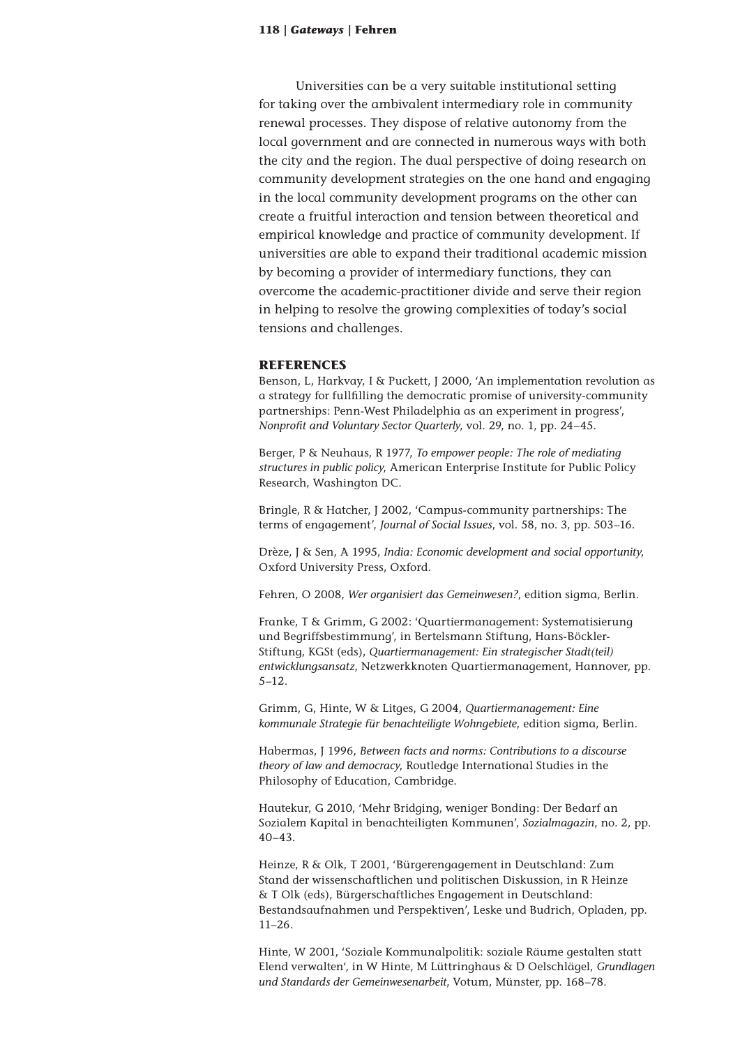Universities can be a very suitable institutional setting for taking over the ambivalent intermediary role in community renewal processes. They dispose of relative autonomy from the local government and are connected in numerous ways with both the city and the region. The dual perspective of doing research on community development strategies on the one hand and engaging in the local community development programs on the other can create a fruitful interaction and tension between theoretical and empirical knowledge and practice of community development. If universities are able to expand their traditional academic mission by becoming a provider of intermediary functions, they can overcome the academic-practitioner divide and serve their region in helping to resolve the growing complexities of today's social tensions and challenges.

## REFERENCES

Benson, L, Harkvay, I & Puckett, J 2000, 'An implementation revolution as a strategy for fullfilling the democratic promise of university-community partnerships: Penn-West Philadelphia as an experiment in progress', *Nonprofit and Voluntary Sector Quarterly*, vol. 29, no. 1, pp. 24–45.

Berger, P & Neuhaus, R 1977, *To empower people: The role of mediating structures in public policy*, American Enterprise Institute for Public Policy Research, Washington DC.

Bringle, R & Hatcher, J 2002, 'Campus-community partnerships: The terms of engagement', *Journal of Social Issues*, vol. 58, no. 3, pp. 503–16.

Drèze, J & Sen, A 1995, *India: Economic development and social opportunity*, Oxford University Press, Oxford.

Fehren, O 2008, *Wer organisiert das Gemeinwesen?*, edition sigma, Berlin.

Franke, T & Grimm, G 2002: 'Quartiermanagement: Systematisierung und Begriffsbestimmung', in Bertelsmann Stiftung, Hans-Böckler-Stiftung, KGSt (eds), *Quartiermanagement: Ein strategischer Stadt(teil) entwicklungsansatz*, Netzwerkknoten Quartiermanagement, Hannover, pp. 5–12.

Grimm, G, Hinte, W & Litges, G 2004, *Quartiermanagement: Eine kommunale Strategie für benachteiligte Wohngebiete*, edition sigma, Berlin.

Habermas, J 1996, *Between facts and norms: Contributions to a discourse theory of law and democracy*, Routledge International Studies in the Philosophy of Education, Cambridge.

Hautekur, G 2010, 'Mehr Bridging, weniger Bonding: Der Bedarf an Sozialem Kapital in benachteiligten Kommunen', *Sozialmagazin*, no. 2, pp. 40–43.

Heinze, R & Olk, T 2001, 'Bürgerengagement in Deutschland: Zum Stand der wissenschaftlichen und politischen Diskussion, in R Heinze & T Olk (eds), Bürgerschaftliches Engagement in Deutschland: Bestandsaufnahmen und Perspektiven', Leske und Budrich, Opladen, pp. 11–26.

Hinte, W 2001, 'Soziale Kommunalpolitik: soziale Räume gestalten statt Elend verwalten', in W Hinte, M Lüttringhaus & D Oelschlägel, *Grundlagen und Standards der Gemeinwesenarbeit*, Votum, Münster, pp. 168–78.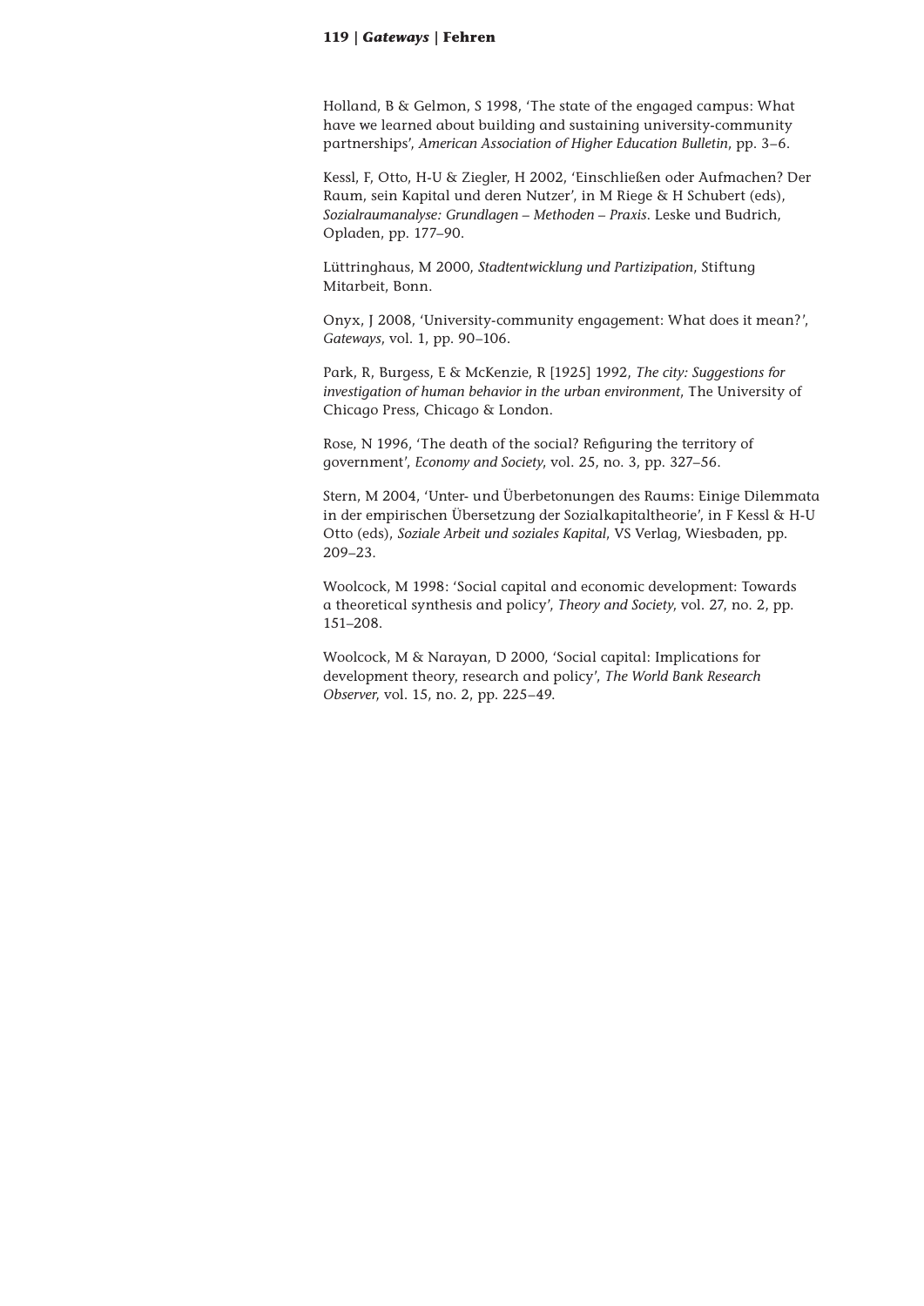Holland, B & Gelmon, S 1998, 'The state of the engaged campus: What have we learned about building and sustaining university-community partnerships', *American Association of Higher Education Bulletin*, pp. 3–6.

Kessl, F, Otto, H-U & Ziegler, H 2002, 'Einschließen oder Aufmachen? Der Raum, sein Kapital und deren Nutzer', in M Riege & H Schubert (eds), *Sozialraumanalyse: Grundlagen – Methoden – Praxis*. Leske und Budrich, Opladen, pp. 177–90.

Lüttringhaus, M 2000, *Stadtentwicklung und Partizipation*, Stiftung Mitarbeit, Bonn.

Onyx, J 2008, 'University-community engagement: What does it mean?', *Gateways*, vol. 1, pp. 90–106.

Park, R, Burgess, E & McKenzie, R [1925] 1992, *The city: Suggestions for investigation of human behavior in the urban environment*, The University of Chicago Press, Chicago & London.

Rose, N 1996, 'The death of the social? Refiguring the territory of government', *Economy and Society*, vol. 25, no. 3, pp. 327–56.

Stern, M 2004, 'Unter- und Überbetonungen des Raums: Einige Dilemmata in der empirischen Übersetzung der Sozialkapitaltheorie', in F Kessl & H-U Otto (eds), *Soziale Arbeit und soziales Kapital*, VS Verlag, Wiesbaden, pp. 209–23.

Woolcock, M 1998: 'Social capital and economic development: Towards a theoretical synthesis and policy', *Theory and Society*, vol. 27, no. 2, pp. 151–208.

Woolcock, M & Narayan, D 2000, 'Social capital: Implications for development theory, research and policy', *The World Bank Research Observer*, vol. 15, no. 2, pp. 225–49.